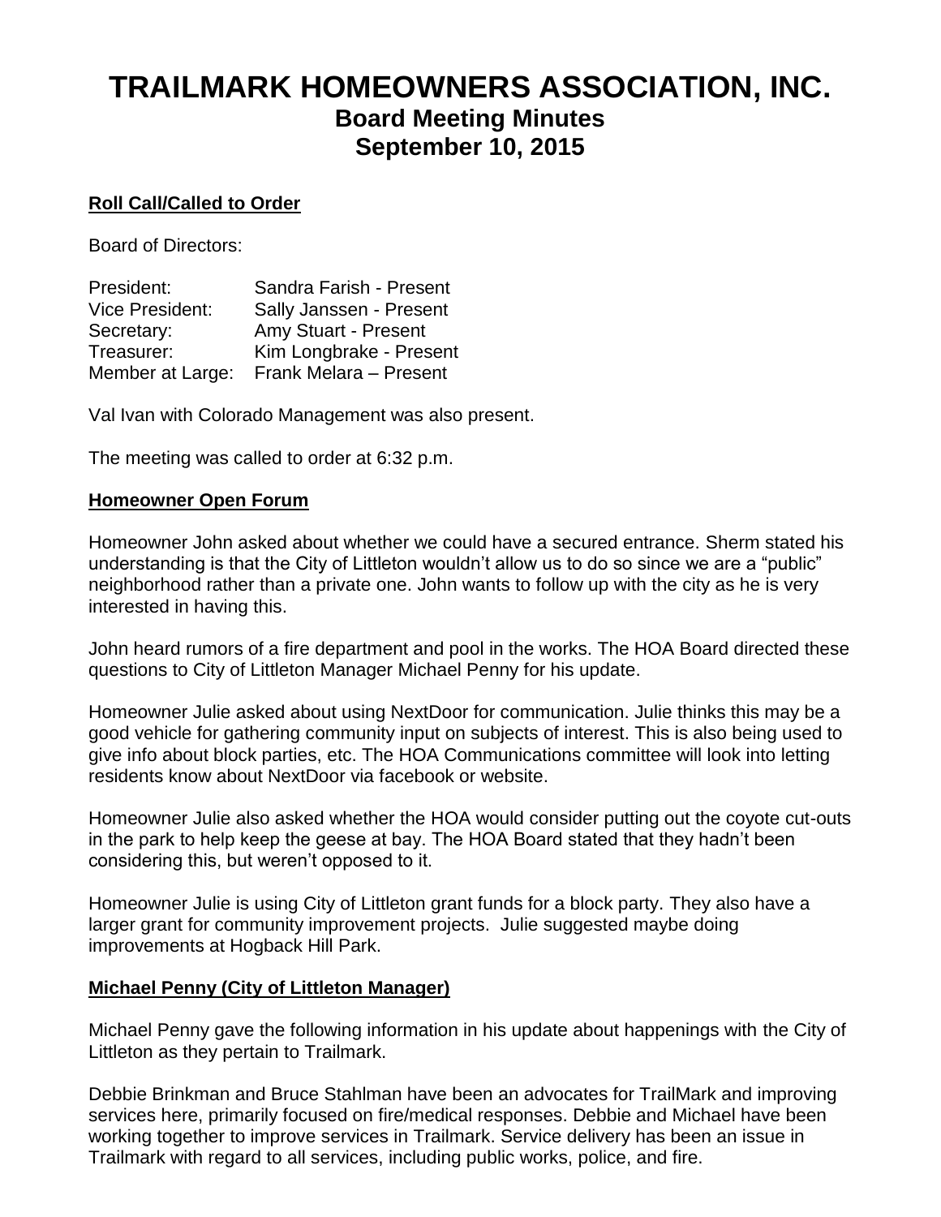# TRAILMARK HOMEOWNERS ASSOCIATION, INC.
## Board Meeting Minutes
## September 10, 2015

**Roll Call/Called to Order**

Board of Directors:

| | |
|---|---|
| President: | Sandra Farish - Present |
| Vice President: | Sally Janssen - Present |
| Secretary: | Amy Stuart - Present |
| Treasurer: | Kim Longbrake - Present |
| Member at Large: | Frank Melara – Present |

Val Ivan with Colorado Management was also present.

The meeting was called to order at 6:32 p.m.

**Homeowner Open Forum**

Homeowner John asked about whether we could have a secured entrance. Sherm stated his understanding is that the City of Littleton wouldn't allow us to do so since we are a "public" neighborhood rather than a private one. John wants to follow up with the city as he is very interested in having this.

John heard rumors of a fire department and pool in the works. The HOA Board directed these questions to City of Littleton Manager Michael Penny for his update.

Homeowner Julie asked about using NextDoor for communication. Julie thinks this may be a good vehicle for gathering community input on subjects of interest. This is also being used to give info about block parties, etc. The HOA Communications committee will look into letting residents know about NextDoor via facebook or website.

Homeowner Julie also asked whether the HOA would consider putting out the coyote cut-outs in the park to help keep the geese at bay. The HOA Board stated that they hadn't been considering this, but weren't opposed to it.

Homeowner Julie is using City of Littleton grant funds for a block party. They also have a larger grant for community improvement projects. Julie suggested maybe doing improvements at Hogback Hill Park.

**Michael Penny (City of Littleton Manager)**

Michael Penny gave the following information in his update about happenings with the City of Littleton as they pertain to Trailmark.

Debbie Brinkman and Bruce Stahlman have been an advocates for TrailMark and improving services here, primarily focused on fire/medical responses. Debbie and Michael have been working together to improve services in Trailmark. Service delivery has been an issue in Trailmark with regard to all services, including public works, police, and fire.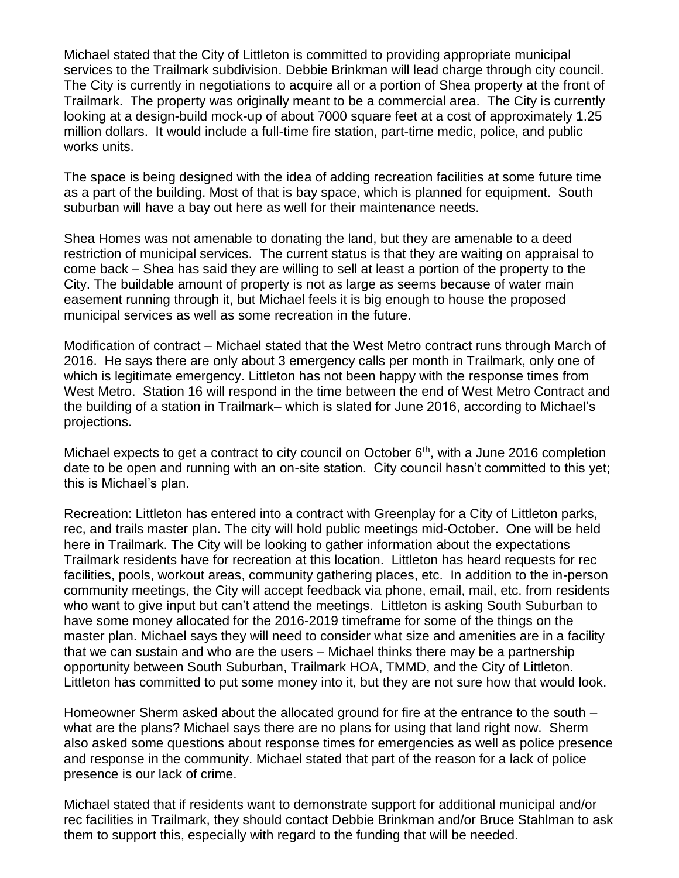Michael stated that the City of Littleton is committed to providing appropriate municipal services to the Trailmark subdivision. Debbie Brinkman will lead charge through city council. The City is currently in negotiations to acquire all or a portion of Shea property at the front of Trailmark. The property was originally meant to be a commercial area. The City is currently looking at a design-build mock-up of about 7000 square feet at a cost of approximately 1.25 million dollars. It would include a full-time fire station, part-time medic, police, and public works units.

The space is being designed with the idea of adding recreation facilities at some future time as a part of the building. Most of that is bay space, which is planned for equipment. South suburban will have a bay out here as well for their maintenance needs.

Shea Homes was not amenable to donating the land, but they are amenable to a deed restriction of municipal services. The current status is that they are waiting on appraisal to come back – Shea has said they are willing to sell at least a portion of the property to the City. The buildable amount of property is not as large as seems because of water main easement running through it, but Michael feels it is big enough to house the proposed municipal services as well as some recreation in the future.

Modification of contract – Michael stated that the West Metro contract runs through March of 2016. He says there are only about 3 emergency calls per month in Trailmark, only one of which is legitimate emergency. Littleton has not been happy with the response times from West Metro. Station 16 will respond in the time between the end of West Metro Contract and the building of a station in Trailmark– which is slated for June 2016, according to Michael's projections.

Michael expects to get a contract to city council on October 6th, with a June 2016 completion date to be open and running with an on-site station. City council hasn't committed to this yet; this is Michael's plan.

Recreation: Littleton has entered into a contract with Greenplay for a City of Littleton parks, rec, and trails master plan. The city will hold public meetings mid-October. One will be held here in Trailmark. The City will be looking to gather information about the expectations Trailmark residents have for recreation at this location. Littleton has heard requests for rec facilities, pools, workout areas, community gathering places, etc. In addition to the in-person community meetings, the City will accept feedback via phone, email, mail, etc. from residents who want to give input but can't attend the meetings. Littleton is asking South Suburban to have some money allocated for the 2016-2019 timeframe for some of the things on the master plan. Michael says they will need to consider what size and amenities are in a facility that we can sustain and who are the users – Michael thinks there may be a partnership opportunity between South Suburban, Trailmark HOA, TMMD, and the City of Littleton. Littleton has committed to put some money into it, but they are not sure how that would look.

Homeowner Sherm asked about the allocated ground for fire at the entrance to the south – what are the plans? Michael says there are no plans for using that land right now. Sherm also asked some questions about response times for emergencies as well as police presence and response in the community. Michael stated that part of the reason for a lack of police presence is our lack of crime.

Michael stated that if residents want to demonstrate support for additional municipal and/or rec facilities in Trailmark, they should contact Debbie Brinkman and/or Bruce Stahlman to ask them to support this, especially with regard to the funding that will be needed.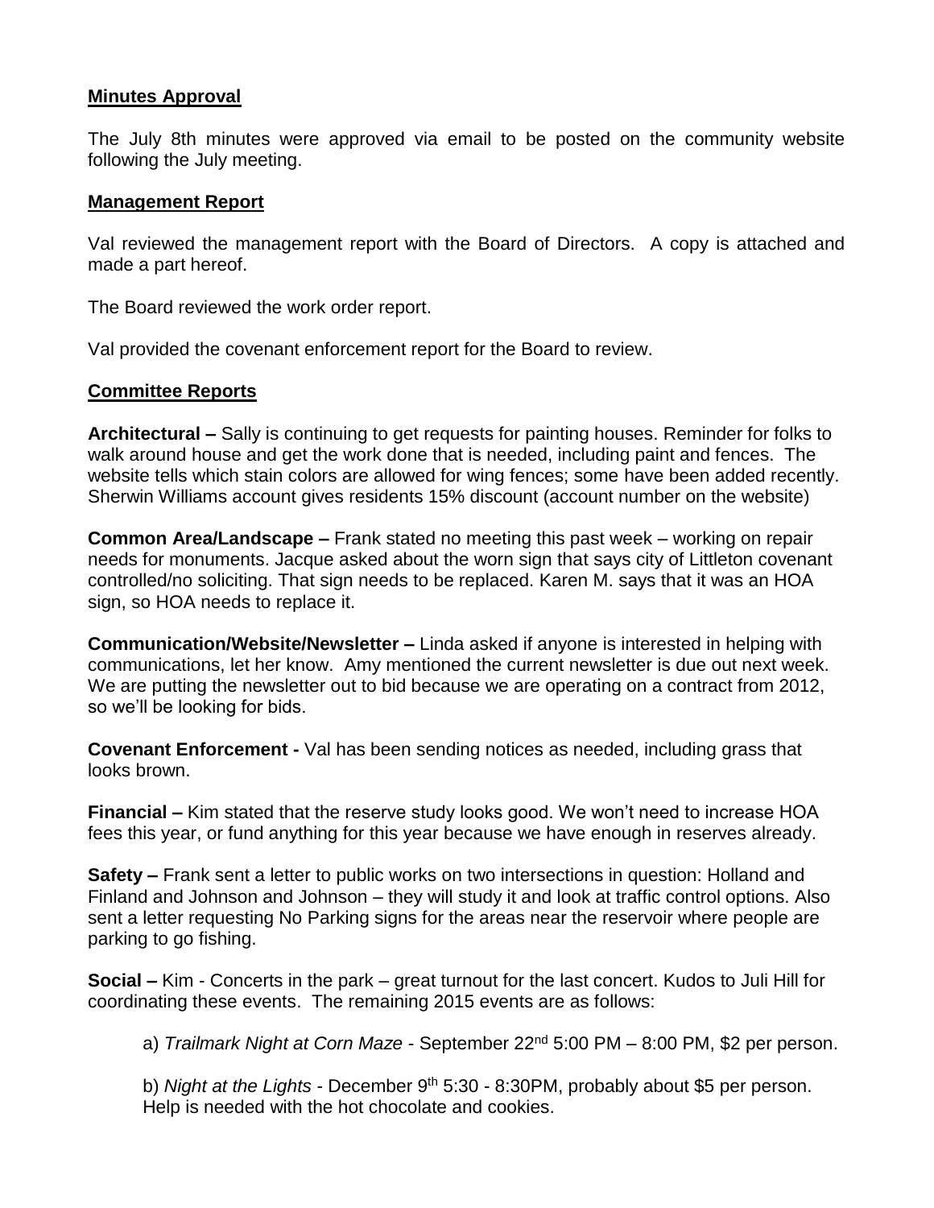## Minutes Approval

The July 8th minutes were approved via email to be posted on the community website following the July meeting.

## Management Report

Val reviewed the management report with the Board of Directors. A copy is attached and made a part hereof.

The Board reviewed the work order report.

Val provided the covenant enforcement report for the Board to review.

## Committee Reports

**Architectural –** Sally is continuing to get requests for painting houses. Reminder for folks to walk around house and get the work done that is needed, including paint and fences. The website tells which stain colors are allowed for wing fences; some have been added recently. Sherwin Williams account gives residents 15% discount (account number on the website)

**Common Area/Landscape –** Frank stated no meeting this past week – working on repair needs for monuments. Jacque asked about the worn sign that says city of Littleton covenant controlled/no soliciting. That sign needs to be replaced. Karen M. says that it was an HOA sign, so HOA needs to replace it.

**Communication/Website/Newsletter –** Linda asked if anyone is interested in helping with communications, let her know. Amy mentioned the current newsletter is due out next week. We are putting the newsletter out to bid because we are operating on a contract from 2012, so we'll be looking for bids.

**Covenant Enforcement -** Val has been sending notices as needed, including grass that looks brown.

**Financial –** Kim stated that the reserve study looks good. We won't need to increase HOA fees this year, or fund anything for this year because we have enough in reserves already.

**Safety –** Frank sent a letter to public works on two intersections in question: Holland and Finland and Johnson and Johnson – they will study it and look at traffic control options. Also sent a letter requesting No Parking signs for the areas near the reservoir where people are parking to go fishing.

**Social –** Kim - Concerts in the park – great turnout for the last concert. Kudos to Juli Hill for coordinating these events. The remaining 2015 events are as follows:

a) *Trailmark Night at Corn Maze* - September 22nd 5:00 PM – 8:00 PM, $2 per person.

b) *Night at the Lights* - December 9th 5:30 - 8:30PM, probably about $5 per person. Help is needed with the hot chocolate and cookies.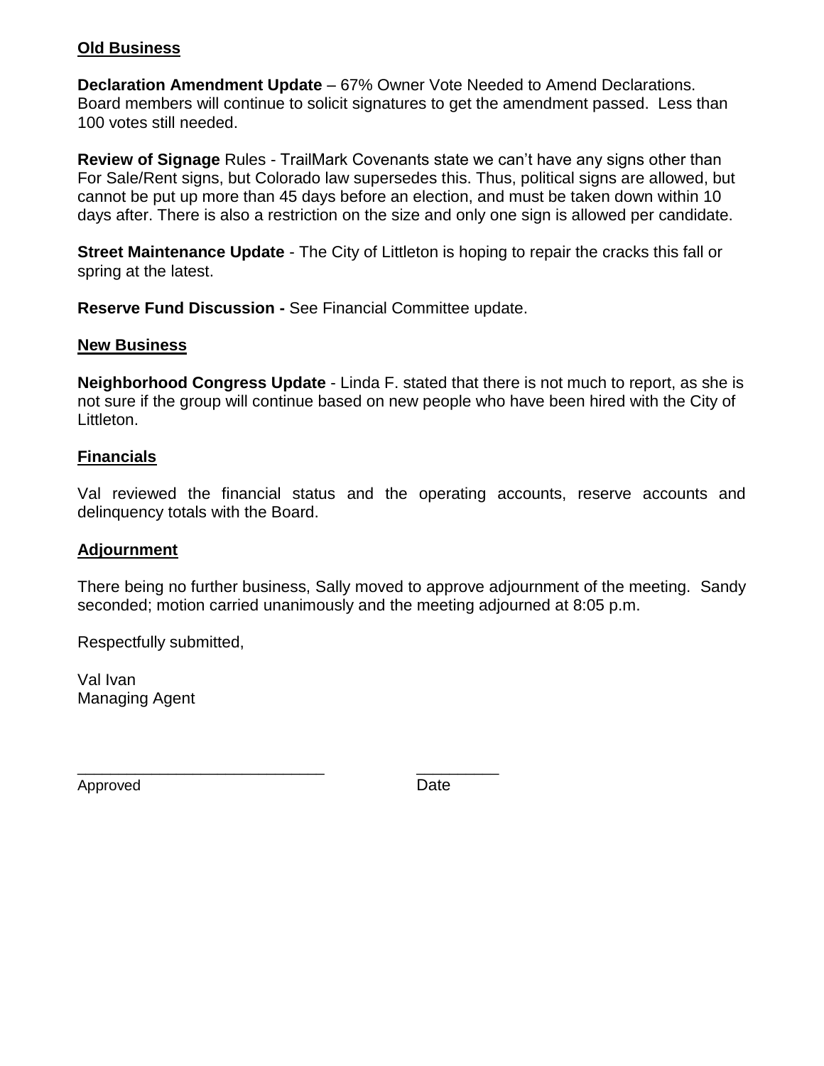## Old Business

**Declaration Amendment Update** – 67% Owner Vote Needed to Amend Declarations. Board members will continue to solicit signatures to get the amendment passed. Less than 100 votes still needed.

**Review of Signage** Rules - TrailMark Covenants state we can't have any signs other than For Sale/Rent signs, but Colorado law supersedes this. Thus, political signs are allowed, but cannot be put up more than 45 days before an election, and must be taken down within 10 days after. There is also a restriction on the size and only one sign is allowed per candidate.

**Street Maintenance Update** - The City of Littleton is hoping to repair the cracks this fall or spring at the latest.

**Reserve Fund Discussion -** See Financial Committee update.

## New Business

**Neighborhood Congress Update** - Linda F. stated that there is not much to report, as she is not sure if the group will continue based on new people who have been hired with the City of Littleton.

## Financials

Val reviewed the financial status and the operating accounts, reserve accounts and delinquency totals with the Board.

## Adjournment

There being no further business, Sally moved to approve adjournment of the meeting. Sandy seconded; motion carried unanimously and the meeting adjourned at 8:05 p.m.

Respectfully submitted,

Val Ivan
Managing Agent

____________________________ _________
Approved Date